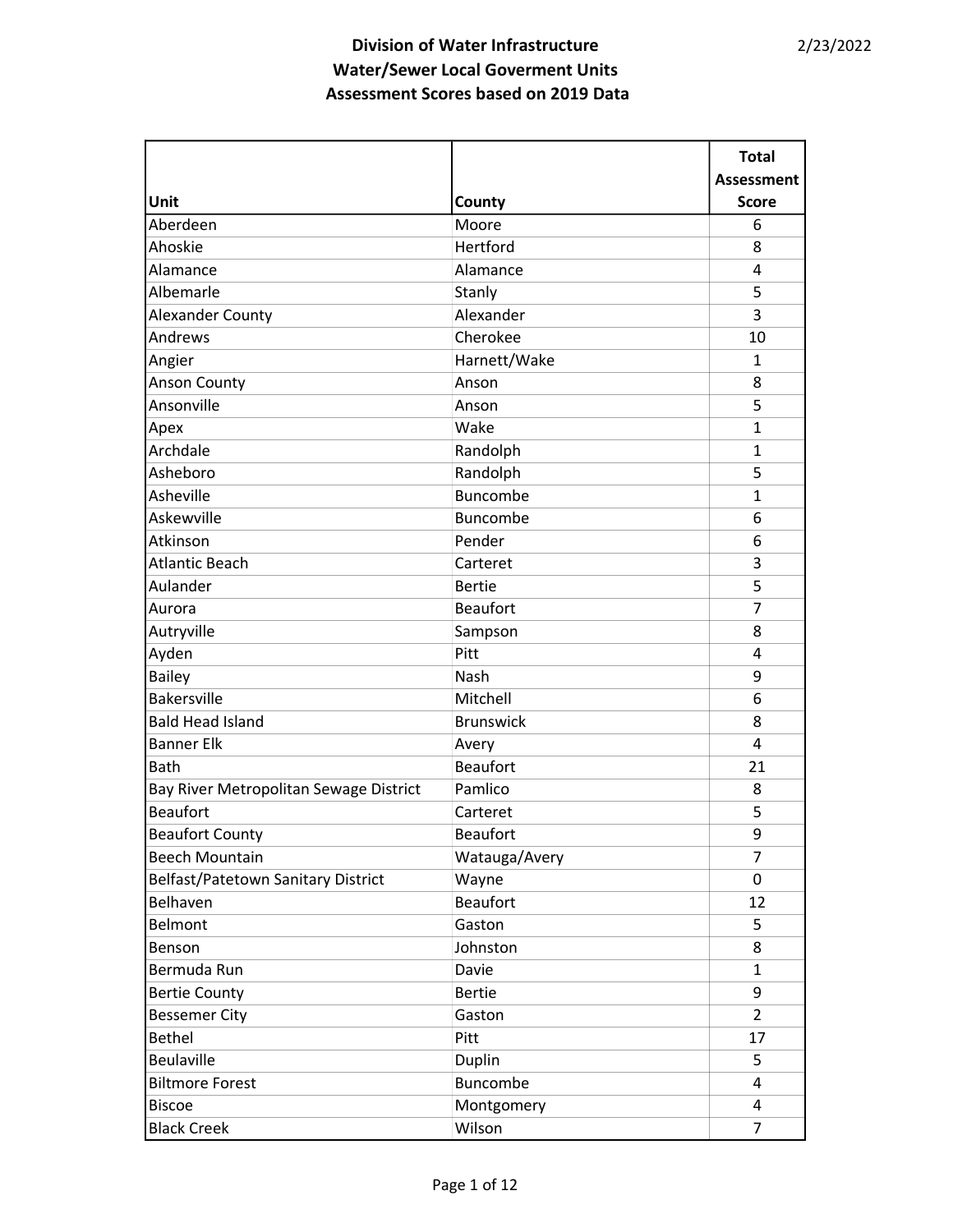# Division of Water Infrastructure
## Water/Sewer Local Goverment Units
## Assessment Scores based on 2019 Data

2/23/2022

| Unit | County | Total Assessment Score |
|---|---|---|
| Aberdeen | Moore | 6 |
| Ahoskie | Hertford | 8 |
| Alamance | Alamance | 4 |
| Albemarle | Stanly | 5 |
| Alexander County | Alexander | 3 |
| Andrews | Cherokee | 10 |
| Angier | Harnett/Wake | 1 |
| Anson County | Anson | 8 |
| Ansonville | Anson | 5 |
| Apex | Wake | 1 |
| Archdale | Randolph | 1 |
| Asheboro | Randolph | 5 |
| Asheville | Buncombe | 1 |
| Askewville | Buncombe | 6 |
| Atkinson | Pender | 6 |
| Atlantic Beach | Carteret | 3 |
| Aulander | Bertie | 5 |
| Aurora | Beaufort | 7 |
| Autryville | Sampson | 8 |
| Ayden | Pitt | 4 |
| Bailey | Nash | 9 |
| Bakersville | Mitchell | 6 |
| Bald Head Island | Brunswick | 8 |
| Banner Elk | Avery | 4 |
| Bath | Beaufort | 21 |
| Bay River Metropolitan Sewage District | Pamlico | 8 |
| Beaufort | Carteret | 5 |
| Beaufort County | Beaufort | 9 |
| Beech Mountain | Watauga/Avery | 7 |
| Belfast/Patetown Sanitary District | Wayne | 0 |
| Belhaven | Beaufort | 12 |
| Belmont | Gaston | 5 |
| Benson | Johnston | 8 |
| Bermuda Run | Davie | 1 |
| Bertie County | Bertie | 9 |
| Bessemer City | Gaston | 2 |
| Bethel | Pitt | 17 |
| Beulaville | Duplin | 5 |
| Biltmore Forest | Buncombe | 4 |
| Biscoe | Montgomery | 4 |
| Black Creek | Wilson | 7 |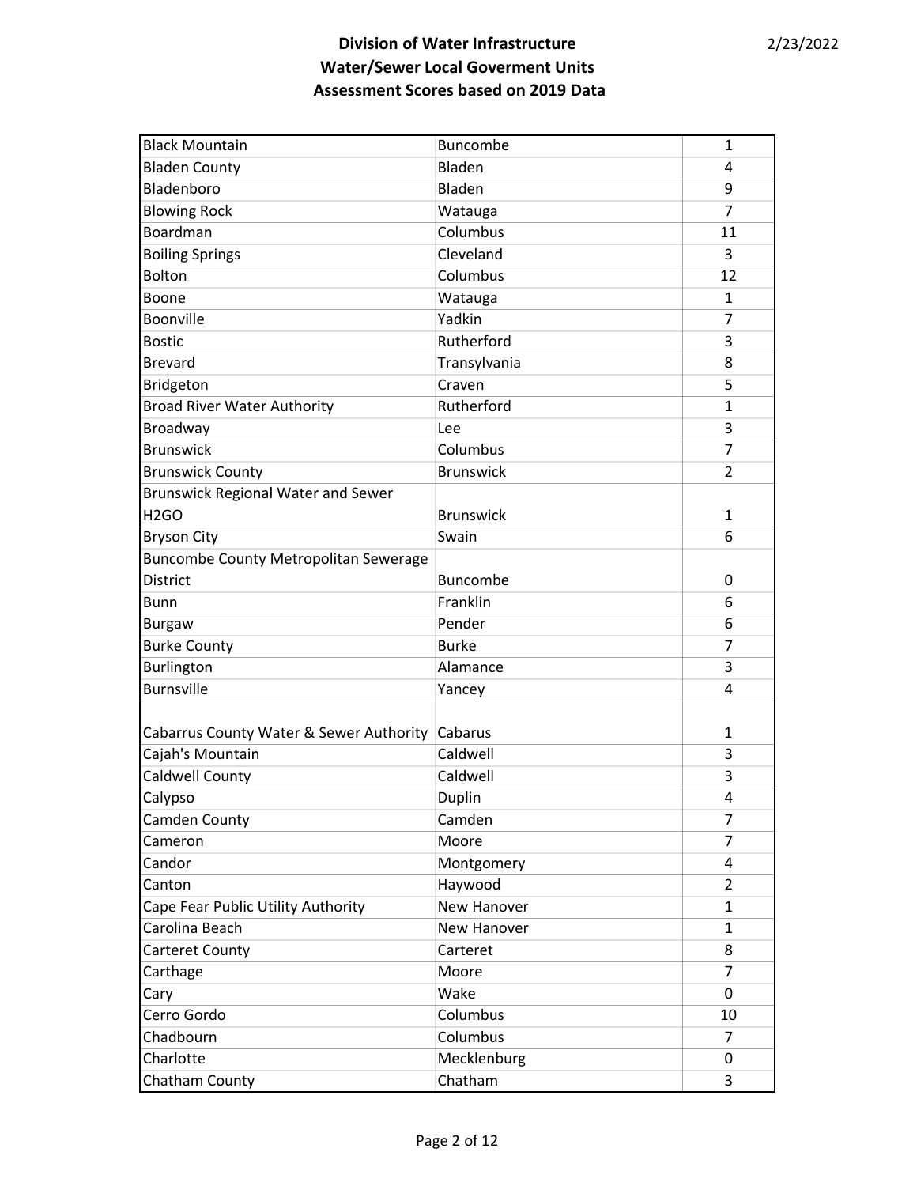**Division of Water Infrastructure**
**Water/Sewer Local Goverment Units**
**Assessment Scores based on 2019 Data**

2/23/2022

| | | |
|---|---|---|
| Black Mountain | Buncombe | 1 |
| Bladen County | Bladen | 4 |
| Bladenboro | Bladen | 9 |
| Blowing Rock | Watauga | 7 |
| Boardman | Columbus | 11 |
| Boiling Springs | Cleveland | 3 |
| Bolton | Columbus | 12 |
| Boone | Watauga | 1 |
| Boonville | Yadkin | 7 |
| Bostic | Rutherford | 3 |
| Brevard | Transylvania | 8 |
| Bridgeton | Craven | 5 |
| Broad River Water Authority | Rutherford | 1 |
| Broadway | Lee | 3 |
| Brunswick | Columbus | 7 |
| Brunswick County | Brunswick | 2 |
| Brunswick Regional Water and Sewer H2GO | Brunswick | 1 |
| Bryson City | Swain | 6 |
| Buncombe County Metropolitan Sewerage District | Buncombe | 0 |
| Bunn | Franklin | 6 |
| Burgaw | Pender | 6 |
| Burke County | Burke | 7 |
| Burlington | Alamance | 3 |
| Burnsville | Yancey | 4 |
| Cabarrus County Water & Sewer Authority | Cabarus | 1 |
| Cajah's Mountain | Caldwell | 3 |
| Caldwell County | Caldwell | 3 |
| Calypso | Duplin | 4 |
| Camden County | Camden | 7 |
| Cameron | Moore | 7 |
| Candor | Montgomery | 4 |
| Canton | Haywood | 2 |
| Cape Fear Public Utility Authority | New Hanover | 1 |
| Carolina Beach | New Hanover | 1 |
| Carteret County | Carteret | 8 |
| Carthage | Moore | 7 |
| Cary | Wake | 0 |
| Cerro Gordo | Columbus | 10 |
| Chadbourn | Columbus | 7 |
| Charlotte | Mecklenburg | 0 |
| Chatham County | Chatham | 3 |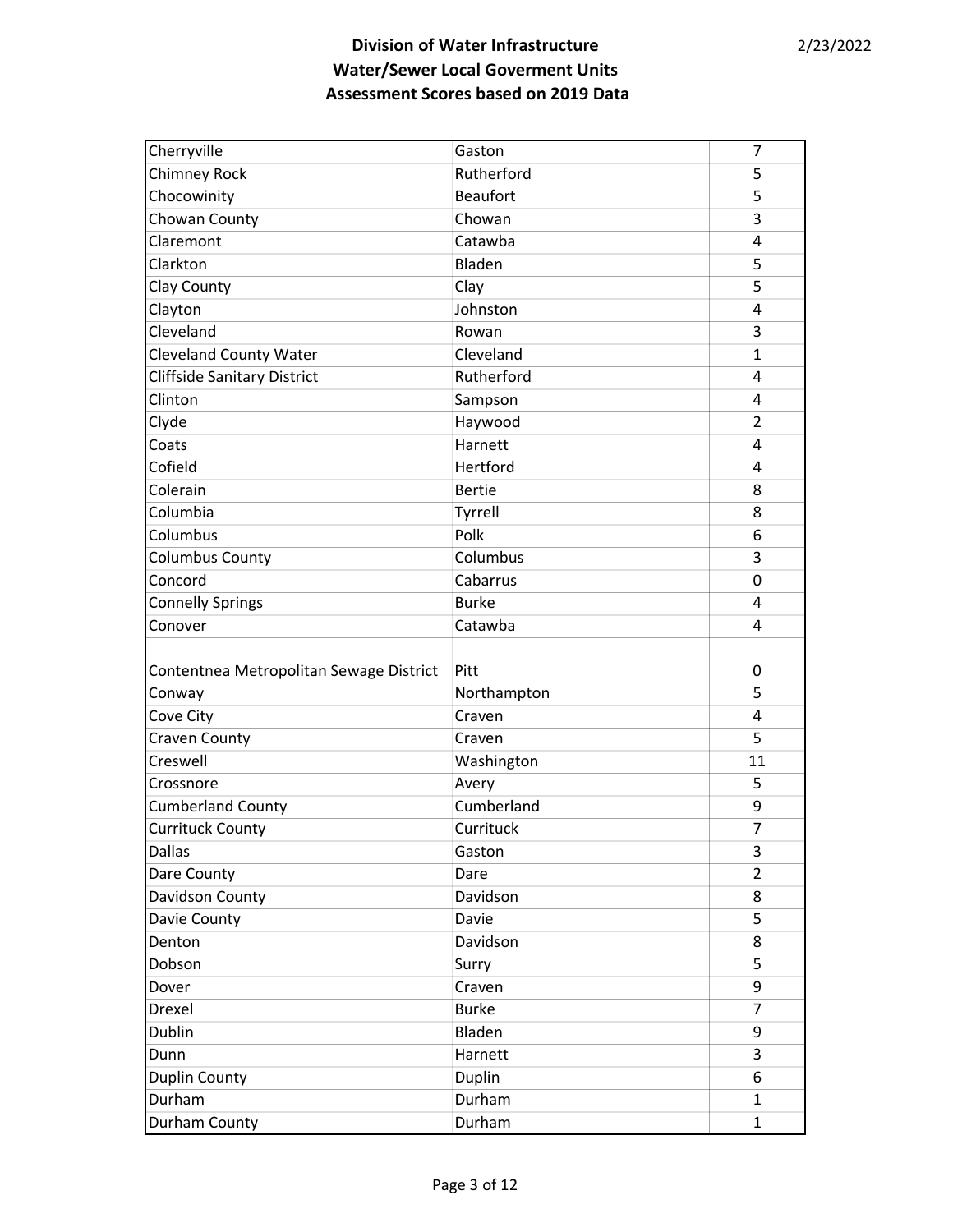**Division of Water Infrastructure**
**Water/Sewer Local Goverment Units**
**Assessment Scores based on 2019 Data**

2/23/2022

| | | |
|---|---|---|
| Cherryville | Gaston | 7 |
| Chimney Rock | Rutherford | 5 |
| Chocowinity | Beaufort | 5 |
| Chowan County | Chowan | 3 |
| Claremont | Catawba | 4 |
| Clarkton | Bladen | 5 |
| Clay County | Clay | 5 |
| Clayton | Johnston | 4 |
| Cleveland | Rowan | 3 |
| Cleveland County Water | Cleveland | 1 |
| Cliffside Sanitary District | Rutherford | 4 |
| Clinton | Sampson | 4 |
| Clyde | Haywood | 2 |
| Coats | Harnett | 4 |
| Cofield | Hertford | 4 |
| Colerain | Bertie | 8 |
| Columbia | Tyrrell | 8 |
| Columbus | Polk | 6 |
| Columbus County | Columbus | 3 |
| Concord | Cabarrus | 0 |
| Connelly Springs | Burke | 4 |
| Conover | Catawba | 4 |
| Contentnea Metropolitan Sewage District | Pitt | 0 |
| Conway | Northampton | 5 |
| Cove City | Craven | 4 |
| Craven County | Craven | 5 |
| Creswell | Washington | 11 |
| Crossnore | Avery | 5 |
| Cumberland County | Cumberland | 9 |
| Currituck County | Currituck | 7 |
| Dallas | Gaston | 3 |
| Dare County | Dare | 2 |
| Davidson County | Davidson | 8 |
| Davie County | Davie | 5 |
| Denton | Davidson | 8 |
| Dobson | Surry | 5 |
| Dover | Craven | 9 |
| Drexel | Burke | 7 |
| Dublin | Bladen | 9 |
| Dunn | Harnett | 3 |
| Duplin County | Duplin | 6 |
| Durham | Durham | 1 |
| Durham County | Durham | 1 |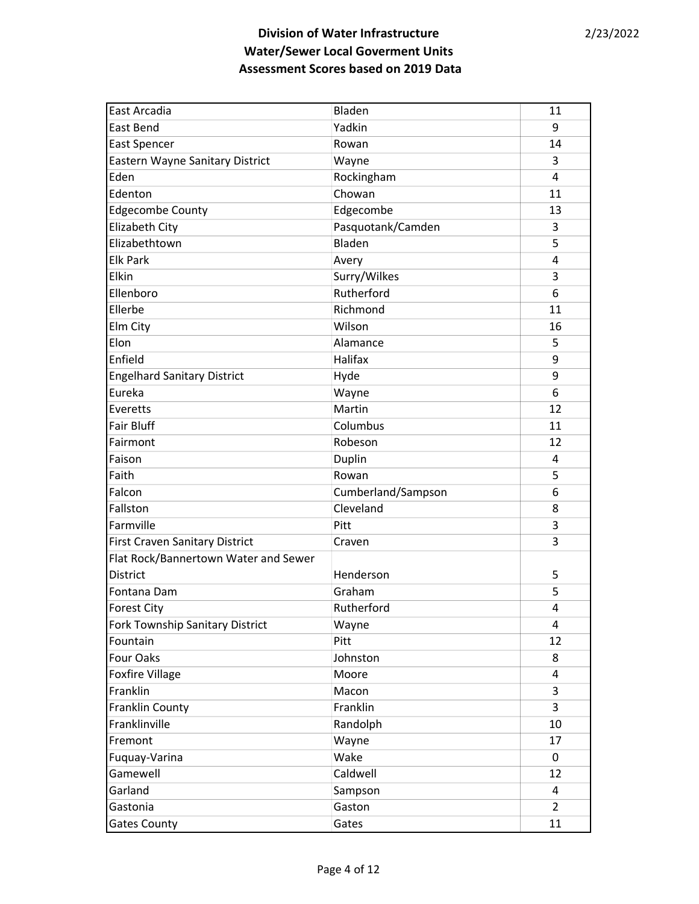**Division of Water Infrastructure**
**Water/Sewer Local Goverment Units**
**Assessment Scores based on 2019 Data**

2/23/2022

| | | |
|---|---|---|
| East Arcadia | Bladen | 11 |
| East Bend | Yadkin | 9 |
| East Spencer | Rowan | 14 |
| Eastern Wayne Sanitary District | Wayne | 3 |
| Eden | Rockingham | 4 |
| Edenton | Chowan | 11 |
| Edgecombe County | Edgecombe | 13 |
| Elizabeth City | Pasquotank/Camden | 3 |
| Elizabethtown | Bladen | 5 |
| Elk Park | Avery | 4 |
| Elkin | Surry/Wilkes | 3 |
| Ellenboro | Rutherford | 6 |
| Ellerbe | Richmond | 11 |
| Elm City | Wilson | 16 |
| Elon | Alamance | 5 |
| Enfield | Halifax | 9 |
| Engelhard Sanitary District | Hyde | 9 |
| Eureka | Wayne | 6 |
| Everetts | Martin | 12 |
| Fair Bluff | Columbus | 11 |
| Fairmont | Robeson | 12 |
| Faison | Duplin | 4 |
| Faith | Rowan | 5 |
| Falcon | Cumberland/Sampson | 6 |
| Fallston | Cleveland | 8 |
| Farmville | Pitt | 3 |
| First Craven Sanitary District | Craven | 3 |
| Flat Rock/Bannertown Water and Sewer District | Henderson | 5 |
| Fontana Dam | Graham | 5 |
| Forest City | Rutherford | 4 |
| Fork Township Sanitary District | Wayne | 4 |
| Fountain | Pitt | 12 |
| Four Oaks | Johnston | 8 |
| Foxfire Village | Moore | 4 |
| Franklin | Macon | 3 |
| Franklin County | Franklin | 3 |
| Franklinville | Randolph | 10 |
| Fremont | Wayne | 17 |
| Fuquay-Varina | Wake | 0 |
| Gamewell | Caldwell | 12 |
| Garland | Sampson | 4 |
| Gastonia | Gaston | 2 |
| Gates County | Gates | 11 |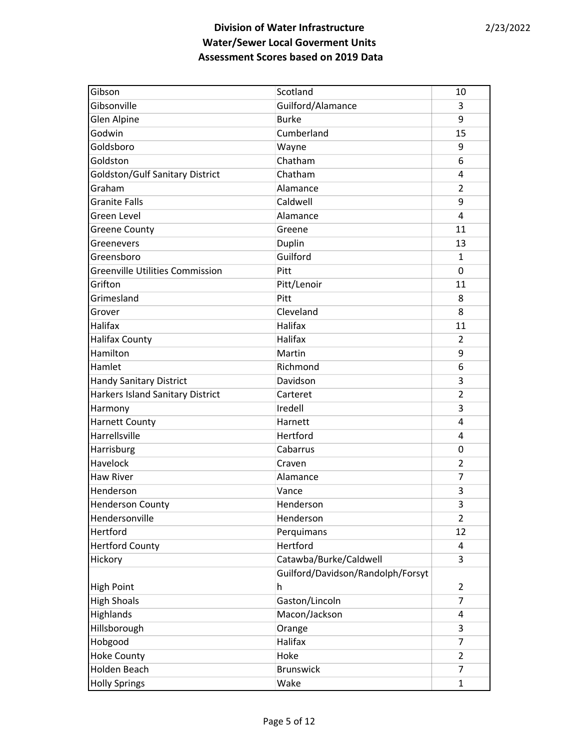**Division of Water Infrastructure**
**Water/Sewer Local Goverment Units**
**Assessment Scores based on 2019 Data**

2/23/2022

| | | |
|---|---|---|
| Gibson | Scotland | 10 |
| Gibsonville | Guilford/Alamance | 3 |
| Glen Alpine | Burke | 9 |
| Godwin | Cumberland | 15 |
| Goldsboro | Wayne | 9 |
| Goldston | Chatham | 6 |
| Goldston/Gulf Sanitary District | Chatham | 4 |
| Graham | Alamance | 2 |
| Granite Falls | Caldwell | 9 |
| Green Level | Alamance | 4 |
| Greene County | Greene | 11 |
| Greenevers | Duplin | 13 |
| Greensboro | Guilford | 1 |
| Greenville Utilities Commission | Pitt | 0 |
| Grifton | Pitt/Lenoir | 11 |
| Grimesland | Pitt | 8 |
| Grover | Cleveland | 8 |
| Halifax | Halifax | 11 |
| Halifax County | Halifax | 2 |
| Hamilton | Martin | 9 |
| Hamlet | Richmond | 6 |
| Handy Sanitary District | Davidson | 3 |
| Harkers Island Sanitary District | Carteret | 2 |
| Harmony | Iredell | 3 |
| Harnett County | Harnett | 4 |
| Harrellsville | Hertford | 4 |
| Harrisburg | Cabarrus | 0 |
| Havelock | Craven | 2 |
| Haw River | Alamance | 7 |
| Henderson | Vance | 3 |
| Henderson County | Henderson | 3 |
| Hendersonville | Henderson | 2 |
| Hertford | Perquimans | 12 |
| Hertford County | Hertford | 4 |
| Hickory | Catawba/Burke/Caldwell | 3 |
| High Point | Guilford/Davidson/Randolph/Forsyth | 2 |
| High Shoals | Gaston/Lincoln | 7 |
| Highlands | Macon/Jackson | 4 |
| Hillsborough | Orange | 3 |
| Hobgood | Halifax | 7 |
| Hoke County | Hoke | 2 |
| Holden Beach | Brunswick | 7 |
| Holly Springs | Wake | 1 |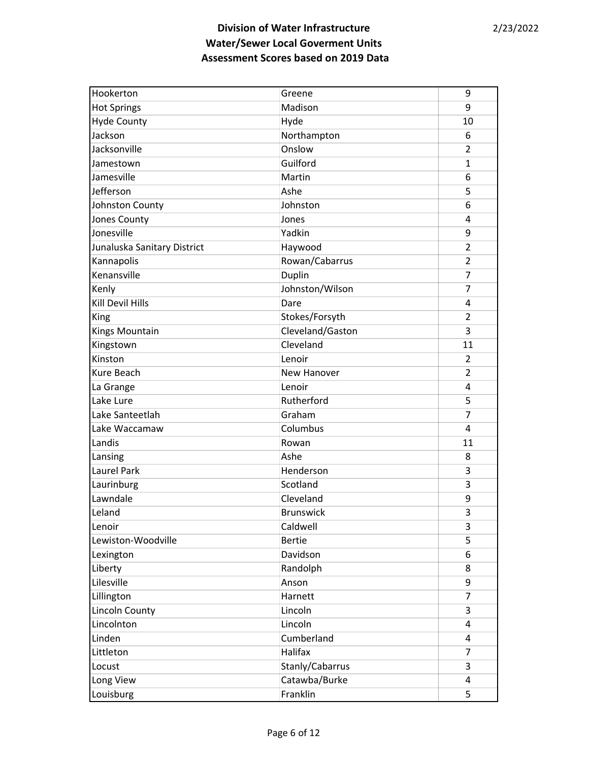**Division of Water Infrastructure**
**Water/Sewer Local Goverment Units**
**Assessment Scores based on 2019 Data**

2/23/2022

| | | |
|---|---|---|
| Hookerton | Greene | 9 |
| Hot Springs | Madison | 9 |
| Hyde County | Hyde | 10 |
| Jackson | Northampton | 6 |
| Jacksonville | Onslow | 2 |
| Jamestown | Guilford | 1 |
| Jamesville | Martin | 6 |
| Jefferson | Ashe | 5 |
| Johnston County | Johnston | 6 |
| Jones County | Jones | 4 |
| Jonesville | Yadkin | 9 |
| Junaluska Sanitary District | Haywood | 2 |
| Kannapolis | Rowan/Cabarrus | 2 |
| Kenansville | Duplin | 7 |
| Kenly | Johnston/Wilson | 7 |
| Kill Devil Hills | Dare | 4 |
| King | Stokes/Forsyth | 2 |
| Kings Mountain | Cleveland/Gaston | 3 |
| Kingstown | Cleveland | 11 |
| Kinston | Lenoir | 2 |
| Kure Beach | New Hanover | 2 |
| La Grange | Lenoir | 4 |
| Lake Lure | Rutherford | 5 |
| Lake Santeetlah | Graham | 7 |
| Lake Waccamaw | Columbus | 4 |
| Landis | Rowan | 11 |
| Lansing | Ashe | 8 |
| Laurel Park | Henderson | 3 |
| Laurinburg | Scotland | 3 |
| Lawndale | Cleveland | 9 |
| Leland | Brunswick | 3 |
| Lenoir | Caldwell | 3 |
| Lewiston-Woodville | Bertie | 5 |
| Lexington | Davidson | 6 |
| Liberty | Randolph | 8 |
| Lilesville | Anson | 9 |
| Lillington | Harnett | 7 |
| Lincoln County | Lincoln | 3 |
| Lincolnton | Lincoln | 4 |
| Linden | Cumberland | 4 |
| Littleton | Halifax | 7 |
| Locust | Stanly/Cabarrus | 3 |
| Long View | Catawba/Burke | 4 |
| Louisburg | Franklin | 5 |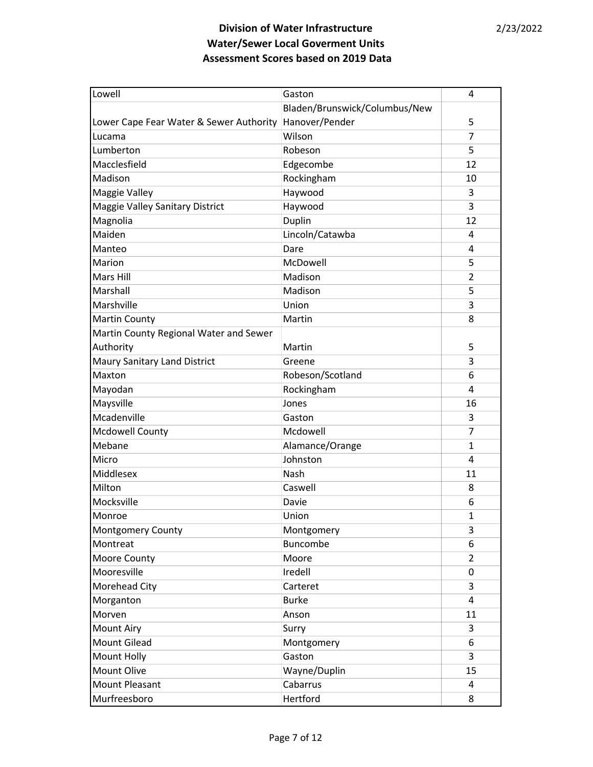**Division of Water Infrastructure**
**Water/Sewer Local Goverment Units**
**Assessment Scores based on 2019 Data**

2/23/2022

| | | |
|---|---|---|
| Lowell | Gaston | 4 |
| Lower Cape Fear Water & Sewer Authority | Bladen/Brunswick/Columbus/New Hanover/Pender | 5 |
| Lucama | Wilson | 7 |
| Lumberton | Robeson | 5 |
| Macclesfield | Edgecombe | 12 |
| Madison | Rockingham | 10 |
| Maggie Valley | Haywood | 3 |
| Maggie Valley Sanitary District | Haywood | 3 |
| Magnolia | Duplin | 12 |
| Maiden | Lincoln/Catawba | 4 |
| Manteo | Dare | 4 |
| Marion | McDowell | 5 |
| Mars Hill | Madison | 2 |
| Marshall | Madison | 5 |
| Marshville | Union | 3 |
| Martin County | Martin | 8 |
| Martin County Regional Water and Sewer Authority | Martin | 5 |
| Maury Sanitary Land District | Greene | 3 |
| Maxton | Robeson/Scotland | 6 |
| Mayodan | Rockingham | 4 |
| Maysville | Jones | 16 |
| Mcadenville | Gaston | 3 |
| Mcdowell County | Mcdowell | 7 |
| Mebane | Alamance/Orange | 1 |
| Micro | Johnston | 4 |
| Middlesex | Nash | 11 |
| Milton | Caswell | 8 |
| Mocksville | Davie | 6 |
| Monroe | Union | 1 |
| Montgomery County | Montgomery | 3 |
| Montreat | Buncombe | 6 |
| Moore County | Moore | 2 |
| Mooresville | Iredell | 0 |
| Morehead City | Carteret | 3 |
| Morganton | Burke | 4 |
| Morven | Anson | 11 |
| Mount Airy | Surry | 3 |
| Mount Gilead | Montgomery | 6 |
| Mount Holly | Gaston | 3 |
| Mount Olive | Wayne/Duplin | 15 |
| Mount Pleasant | Cabarrus | 4 |
| Murfreesboro | Hertford | 8 |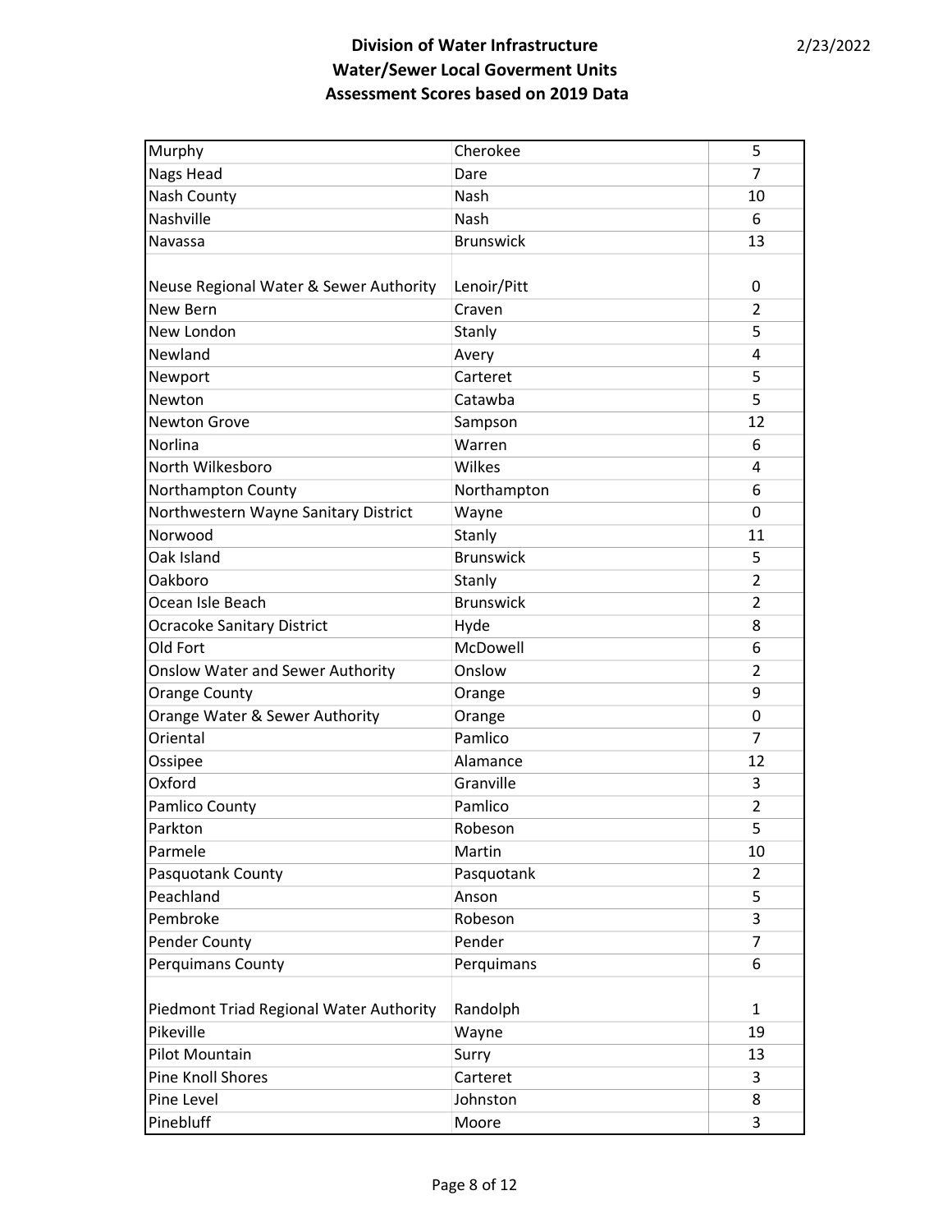**Division of Water Infrastructure**
**Water/Sewer Local Goverment Units**
**Assessment Scores based on 2019 Data**

2/23/2022

| | | |
|---|---|---|
| Murphy | Cherokee | 5 |
| Nags Head | Dare | 7 |
| Nash County | Nash | 10 |
| Nashville | Nash | 6 |
| Navassa | Brunswick | 13 |
| Neuse Regional Water & Sewer Authority | Lenoir/Pitt | 0 |
| New Bern | Craven | 2 |
| New London | Stanly | 5 |
| Newland | Avery | 4 |
| Newport | Carteret | 5 |
| Newton | Catawba | 5 |
| Newton Grove | Sampson | 12 |
| Norlina | Warren | 6 |
| North Wilkesboro | Wilkes | 4 |
| Northampton County | Northampton | 6 |
| Northwestern Wayne Sanitary District | Wayne | 0 |
| Norwood | Stanly | 11 |
| Oak Island | Brunswick | 5 |
| Oakboro | Stanly | 2 |
| Ocean Isle Beach | Brunswick | 2 |
| Ocracoke Sanitary District | Hyde | 8 |
| Old Fort | McDowell | 6 |
| Onslow Water and Sewer Authority | Onslow | 2 |
| Orange County | Orange | 9 |
| Orange Water & Sewer Authority | Orange | 0 |
| Oriental | Pamlico | 7 |
| Ossipee | Alamance | 12 |
| Oxford | Granville | 3 |
| Pamlico County | Pamlico | 2 |
| Parkton | Robeson | 5 |
| Parmele | Martin | 10 |
| Pasquotank County | Pasquotank | 2 |
| Peachland | Anson | 5 |
| Pembroke | Robeson | 3 |
| Pender County | Pender | 7 |
| Perquimans County | Perquimans | 6 |
| Piedmont Triad Regional Water Authority | Randolph | 1 |
| Pikeville | Wayne | 19 |
| Pilot Mountain | Surry | 13 |
| Pine Knoll Shores | Carteret | 3 |
| Pine Level | Johnston | 8 |
| Pinebluff | Moore | 3 |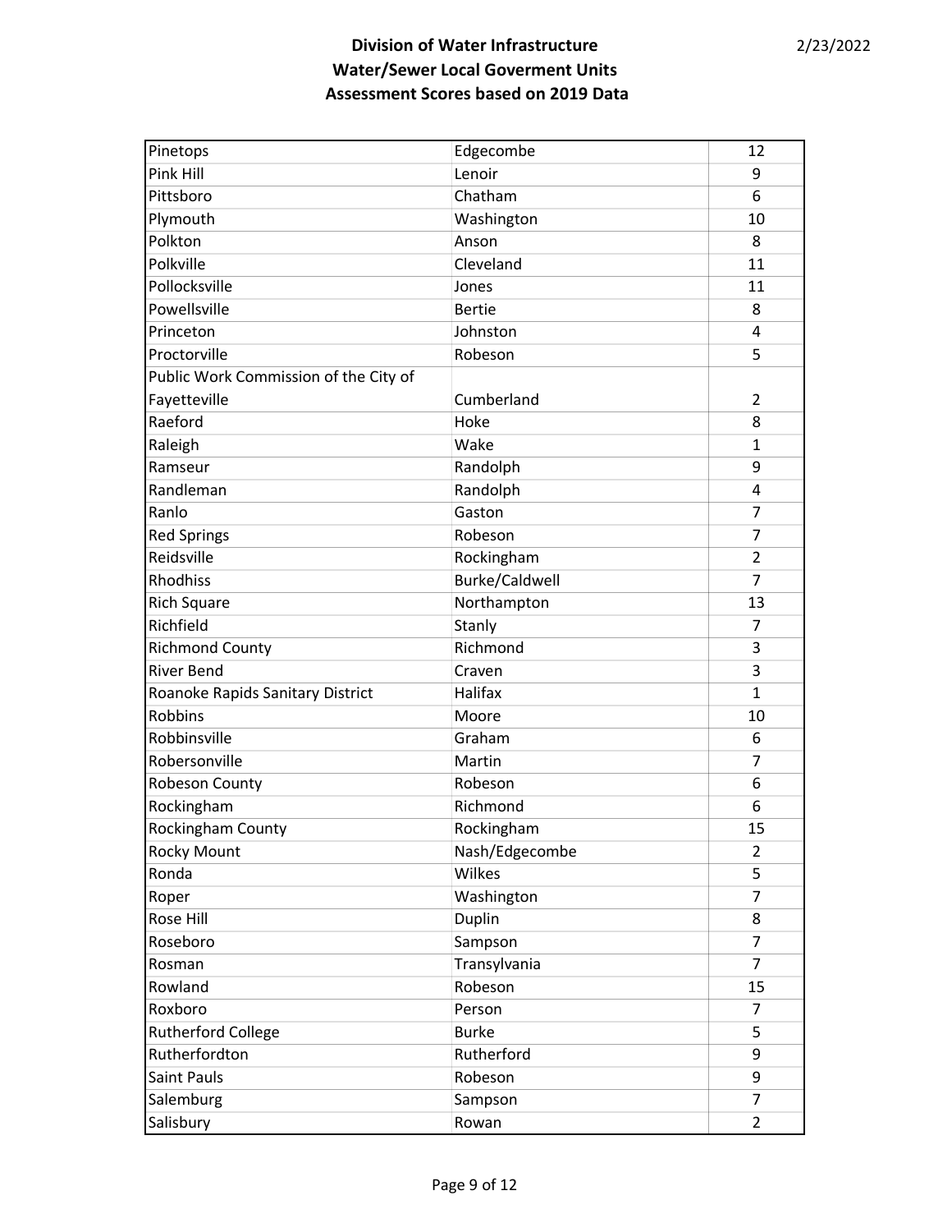**Division of Water Infrastructure**
**Water/Sewer Local Goverment Units**
**Assessment Scores based on 2019 Data**

| | | |
|---|---|---|
| Pinetops | Edgecombe | 12 |
| Pink Hill | Lenoir | 9 |
| Pittsboro | Chatham | 6 |
| Plymouth | Washington | 10 |
| Polkton | Anson | 8 |
| Polkville | Cleveland | 11 |
| Pollocksville | Jones | 11 |
| Powellsville | Bertie | 8 |
| Princeton | Johnston | 4 |
| Proctorville | Robeson | 5 |
| Public Work Commission of the City of Fayetteville | Cumberland | 2 |
| Raeford | Hoke | 8 |
| Raleigh | Wake | 1 |
| Ramseur | Randolph | 9 |
| Randleman | Randolph | 4 |
| Ranlo | Gaston | 7 |
| Red Springs | Robeson | 7 |
| Reidsville | Rockingham | 2 |
| Rhodhiss | Burke/Caldwell | 7 |
| Rich Square | Northampton | 13 |
| Richfield | Stanly | 7 |
| Richmond County | Richmond | 3 |
| River Bend | Craven | 3 |
| Roanoke Rapids Sanitary District | Halifax | 1 |
| Robbins | Moore | 10 |
| Robbinsville | Graham | 6 |
| Robersonville | Martin | 7 |
| Robeson County | Robeson | 6 |
| Rockingham | Richmond | 6 |
| Rockingham County | Rockingham | 15 |
| Rocky Mount | Nash/Edgecombe | 2 |
| Ronda | Wilkes | 5 |
| Roper | Washington | 7 |
| Rose Hill | Duplin | 8 |
| Roseboro | Sampson | 7 |
| Rosman | Transylvania | 7 |
| Rowland | Robeson | 15 |
| Roxboro | Person | 7 |
| Rutherford College | Burke | 5 |
| Rutherfordton | Rutherford | 9 |
| Saint Pauls | Robeson | 9 |
| Salemburg | Sampson | 7 |
| Salisbury | Rowan | 2 |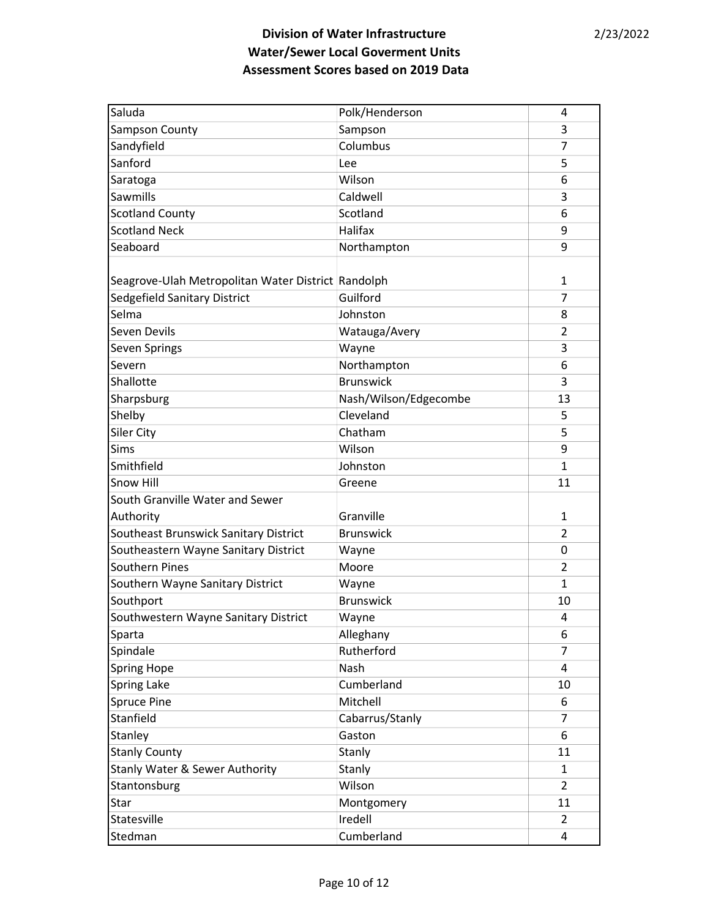**Division of Water Infrastructure**
**Water/Sewer Local Goverment Units**
**Assessment Scores based on 2019 Data**

| | | |
|---|---|---|
| Saluda | Polk/Henderson | 4 |
| Sampson County | Sampson | 3 |
| Sandyfield | Columbus | 7 |
| Sanford | Lee | 5 |
| Saratoga | Wilson | 6 |
| Sawmills | Caldwell | 3 |
| Scotland County | Scotland | 6 |
| Scotland Neck | Halifax | 9 |
| Seaboard | Northampton | 9 |
| Seagrove-Ulah Metropolitan Water District | Randolph | 1 |
| Sedgefield Sanitary District | Guilford | 7 |
| Selma | Johnston | 8 |
| Seven Devils | Watauga/Avery | 2 |
| Seven Springs | Wayne | 3 |
| Severn | Northampton | 6 |
| Shallotte | Brunswick | 3 |
| Sharpsburg | Nash/Wilson/Edgecombe | 13 |
| Shelby | Cleveland | 5 |
| Siler City | Chatham | 5 |
| Sims | Wilson | 9 |
| Smithfield | Johnston | 1 |
| Snow Hill | Greene | 11 |
| South Granville Water and Sewer Authority | Granville | 1 |
| Southeast Brunswick Sanitary District | Brunswick | 2 |
| Southeastern Wayne Sanitary District | Wayne | 0 |
| Southern Pines | Moore | 2 |
| Southern Wayne Sanitary District | Wayne | 1 |
| Southport | Brunswick | 10 |
| Southwestern Wayne Sanitary District | Wayne | 4 |
| Sparta | Alleghany | 6 |
| Spindale | Rutherford | 7 |
| Spring Hope | Nash | 4 |
| Spring Lake | Cumberland | 10 |
| Spruce Pine | Mitchell | 6 |
| Stanfield | Cabarrus/Stanly | 7 |
| Stanley | Gaston | 6 |
| Stanly County | Stanly | 11 |
| Stanly Water & Sewer Authority | Stanly | 1 |
| Stantonsburg | Wilson | 2 |
| Star | Montgomery | 11 |
| Statesville | Iredell | 2 |
| Stedman | Cumberland | 4 |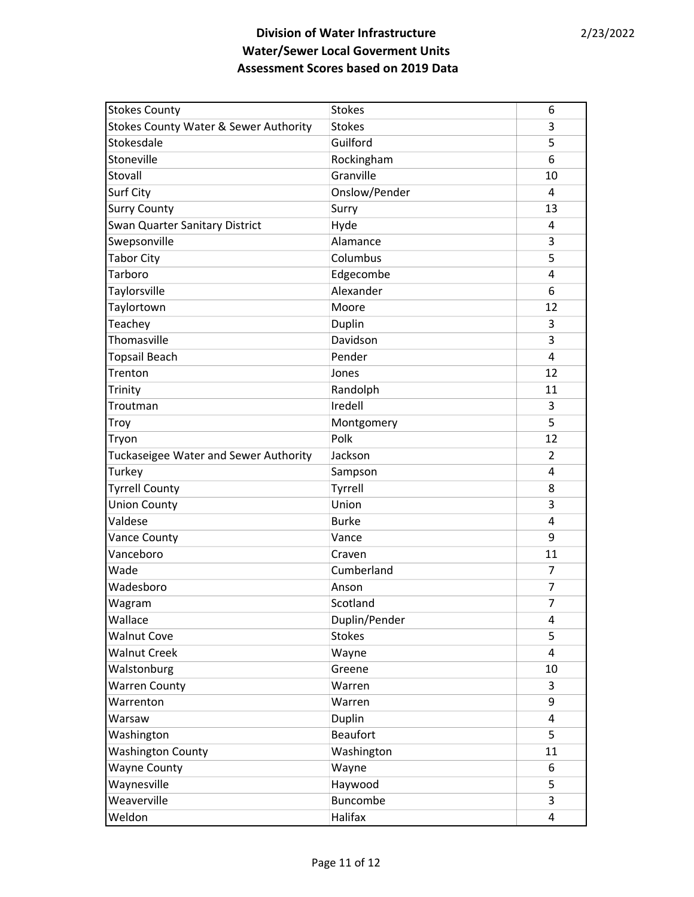## Division of Water Infrastructure
## Water/Sewer Local Goverment Units
## Assessment Scores based on 2019 Data

2/23/2022

| | | |
|---|---|---|
| Stokes County | Stokes | 6 |
| Stokes County Water & Sewer Authority | Stokes | 3 |
| Stokesdale | Guilford | 5 |
| Stoneville | Rockingham | 6 |
| Stovall | Granville | 10 |
| Surf City | Onslow/Pender | 4 |
| Surry County | Surry | 13 |
| Swan Quarter Sanitary District | Hyde | 4 |
| Swepsonville | Alamance | 3 |
| Tabor City | Columbus | 5 |
| Tarboro | Edgecombe | 4 |
| Taylorsville | Alexander | 6 |
| Taylortown | Moore | 12 |
| Teachey | Duplin | 3 |
| Thomasville | Davidson | 3 |
| Topsail Beach | Pender | 4 |
| Trenton | Jones | 12 |
| Trinity | Randolph | 11 |
| Troutman | Iredell | 3 |
| Troy | Montgomery | 5 |
| Tryon | Polk | 12 |
| Tuckaseigee Water and Sewer Authority | Jackson | 2 |
| Turkey | Sampson | 4 |
| Tyrrell County | Tyrrell | 8 |
| Union County | Union | 3 |
| Valdese | Burke | 4 |
| Vance County | Vance | 9 |
| Vanceboro | Craven | 11 |
| Wade | Cumberland | 7 |
| Wadesboro | Anson | 7 |
| Wagram | Scotland | 7 |
| Wallace | Duplin/Pender | 4 |
| Walnut Cove | Stokes | 5 |
| Walnut Creek | Wayne | 4 |
| Walstonburg | Greene | 10 |
| Warren County | Warren | 3 |
| Warrenton | Warren | 9 |
| Warsaw | Duplin | 4 |
| Washington | Beaufort | 5 |
| Washington County | Washington | 11 |
| Wayne County | Wayne | 6 |
| Waynesville | Haywood | 5 |
| Weaverville | Buncombe | 3 |
| Weldon | Halifax | 4 |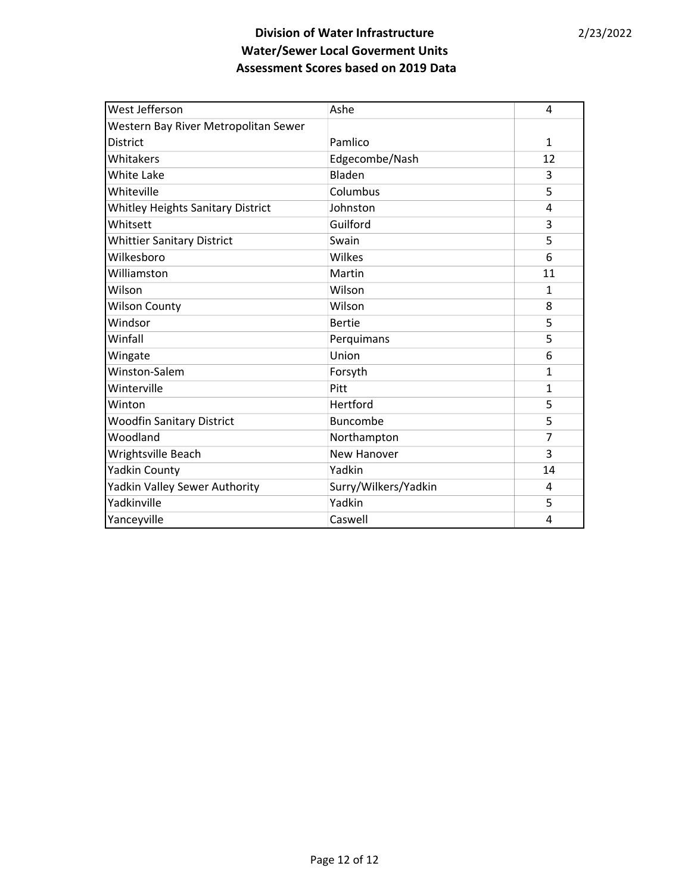# Division of Water Infrastructure
## Water/Sewer Local Goverment Units
## Assessment Scores based on 2019 Data

2/23/2022

| | | |
|---|---|---|
| West Jefferson | Ashe | 4 |
| Western Bay River Metropolitan Sewer District | Pamlico | 1 |
| Whitakers | Edgecombe/Nash | 12 |
| White Lake | Bladen | 3 |
| Whiteville | Columbus | 5 |
| Whitley Heights Sanitary District | Johnston | 4 |
| Whitsett | Guilford | 3 |
| Whittier Sanitary District | Swain | 5 |
| Wilkesboro | Wilkes | 6 |
| Williamston | Martin | 11 |
| Wilson | Wilson | 1 |
| Wilson County | Wilson | 8 |
| Windsor | Bertie | 5 |
| Winfall | Perquimans | 5 |
| Wingate | Union | 6 |
| Winston-Salem | Forsyth | 1 |
| Winterville | Pitt | 1 |
| Winton | Hertford | 5 |
| Woodfin Sanitary District | Buncombe | 5 |
| Woodland | Northampton | 7 |
| Wrightsville Beach | New Hanover | 3 |
| Yadkin County | Yadkin | 14 |
| Yadkin Valley Sewer Authority | Surry/Wilkers/Yadkin | 4 |
| Yadkinville | Yadkin | 5 |
| Yanceyville | Caswell | 4 |